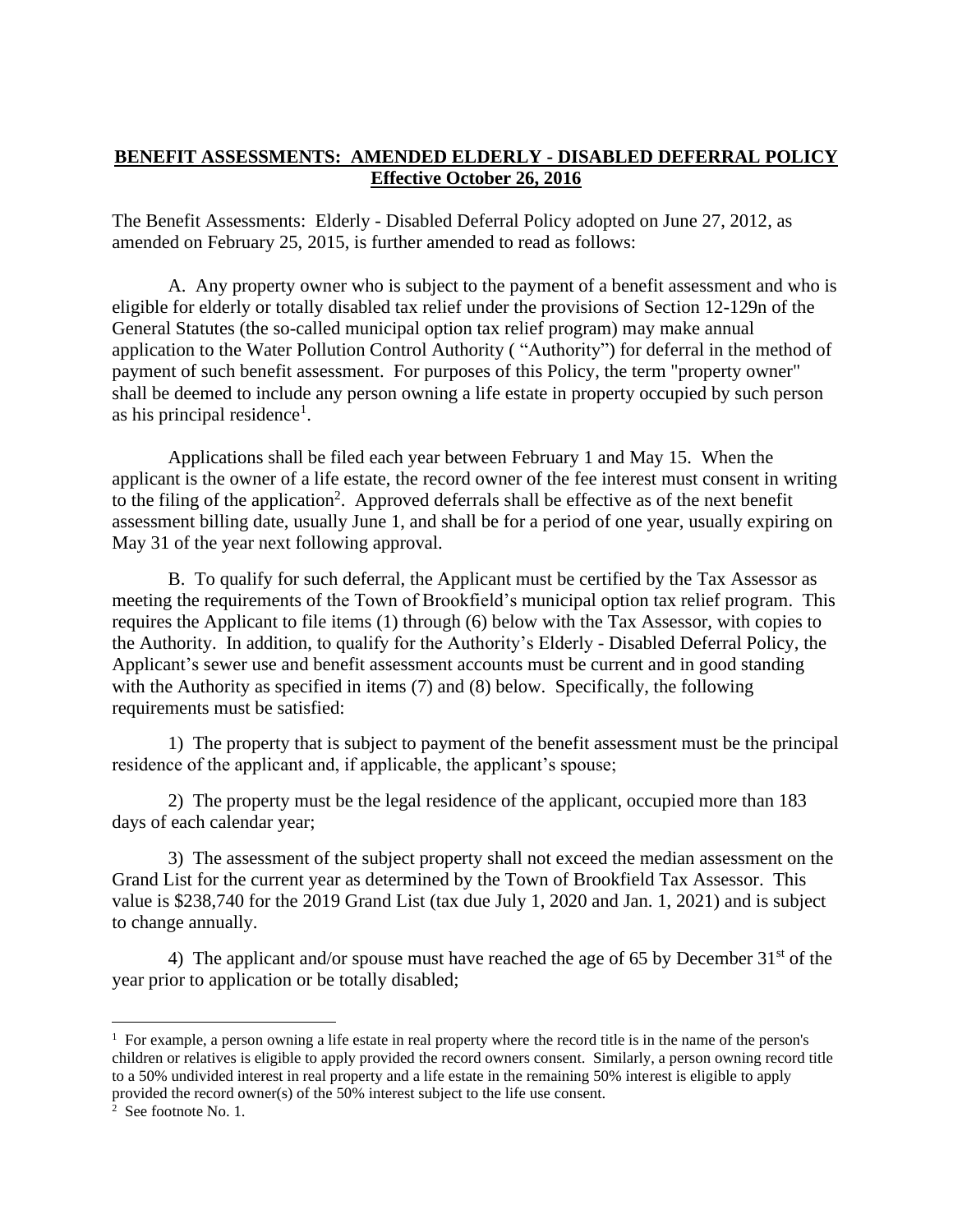**BENEFIT ASSESSMENTS: AMENDED ELDERLY - DISABLED DEFERRAL POLICY**
**Effective October 26, 2016**

The Benefit Assessments: Elderly - Disabled Deferral Policy adopted on June 27, 2012, as amended on February 25, 2015, is further amended to read as follows:

A. Any property owner who is subject to the payment of a benefit assessment and who is eligible for elderly or totally disabled tax relief under the provisions of Section 12-129n of the General Statutes (the so-called municipal option tax relief program) may make annual application to the Water Pollution Control Authority ( "Authority") for deferral in the method of payment of such benefit assessment. For purposes of this Policy, the term "property owner" shall be deemed to include any person owning a life estate in property occupied by such person as his principal residence[1].

Applications shall be filed each year between February 1 and May 15. When the applicant is the owner of a life estate, the record owner of the fee interest must consent in writing to the filing of the application[2]. Approved deferrals shall be effective as of the next benefit assessment billing date, usually June 1, and shall be for a period of one year, usually expiring on May 31 of the year next following approval.

B. To qualify for such deferral, the Applicant must be certified by the Tax Assessor as meeting the requirements of the Town of Brookfield's municipal option tax relief program. This requires the Applicant to file items (1) through (6) below with the Tax Assessor, with copies to the Authority. In addition, to qualify for the Authority's Elderly - Disabled Deferral Policy, the Applicant's sewer use and benefit assessment accounts must be current and in good standing with the Authority as specified in items (7) and (8) below. Specifically, the following requirements must be satisfied:

1) The property that is subject to payment of the benefit assessment must be the principal residence of the applicant and, if applicable, the applicant's spouse;

2) The property must be the legal residence of the applicant, occupied more than 183 days of each calendar year;

3) The assessment of the subject property shall not exceed the median assessment on the Grand List for the current year as determined by the Town of Brookfield Tax Assessor. This value is $238,740 for the 2019 Grand List (tax due July 1, 2020 and Jan. 1, 2021) and is subject to change annually.

4) The applicant and/or spouse must have reached the age of 65 by December 31st of the year prior to application or be totally disabled;

---

[1] For example, a person owning a life estate in real property where the record title is in the name of the person's children or relatives is eligible to apply provided the record owners consent. Similarly, a person owning record title to a 50% undivided interest in real property and a life estate in the remaining 50% interest is eligible to apply provided the record owner(s) of the 50% interest subject to the life use consent.

[2] See footnote No. 1.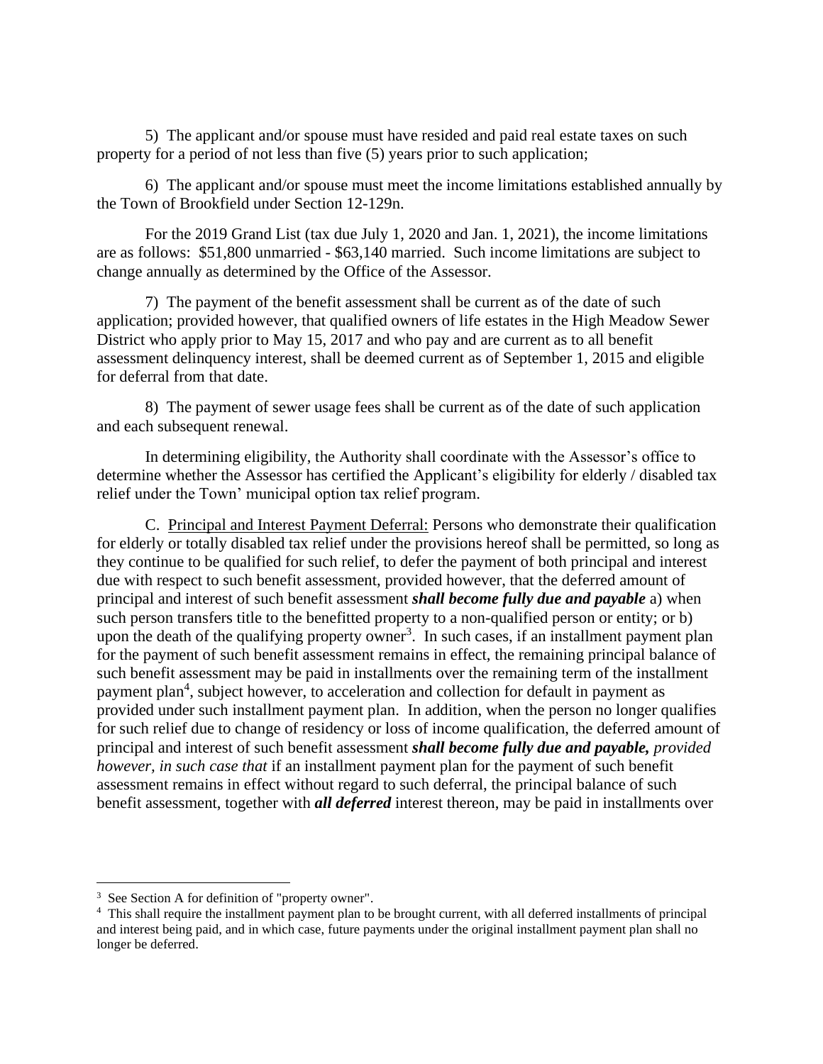5) The applicant and/or spouse must have resided and paid real estate taxes on such property for a period of not less than five (5) years prior to such application;

6) The applicant and/or spouse must meet the income limitations established annually by the Town of Brookfield under Section 12-129n.

For the 2019 Grand List (tax due July 1, 2020 and Jan. 1, 2021), the income limitations are as follows: $51,800 unmarried - $63,140 married. Such income limitations are subject to change annually as determined by the Office of the Assessor.

7) The payment of the benefit assessment shall be current as of the date of such application; provided however, that qualified owners of life estates in the High Meadow Sewer District who apply prior to May 15, 2017 and who pay and are current as to all benefit assessment delinquency interest, shall be deemed current as of September 1, 2015 and eligible for deferral from that date.

8) The payment of sewer usage fees shall be current as of the date of such application and each subsequent renewal.

In determining eligibility, the Authority shall coordinate with the Assessor's office to determine whether the Assessor has certified the Applicant's eligibility for elderly / disabled tax relief under the Town' municipal option tax relief program.

C. Principal and Interest Payment Deferral: Persons who demonstrate their qualification for elderly or totally disabled tax relief under the provisions hereof shall be permitted, so long as they continue to be qualified for such relief, to defer the payment of both principal and interest due with respect to such benefit assessment, provided however, that the deferred amount of principal and interest of such benefit assessment ***shall become fully due and payable*** a) when such person transfers title to the benefitted property to a non-qualified person or entity; or b) upon the death of the qualifying property owner[3]. In such cases, if an installment payment plan for the payment of such benefit assessment remains in effect, the remaining principal balance of such benefit assessment may be paid in installments over the remaining term of the installment payment plan[4], subject however, to acceleration and collection for default in payment as provided under such installment payment plan. In addition, when the person no longer qualifies for such relief due to change of residency or loss of income qualification, the deferred amount of principal and interest of such benefit assessment ***shall become fully due and payable,*** *provided however, in such case that* if an installment payment plan for the payment of such benefit assessment remains in effect without regard to such deferral, the principal balance of such benefit assessment, together with ***all deferred*** interest thereon, may be paid in installments over

---

[3] See Section A for definition of "property owner".

[4] This shall require the installment payment plan to be brought current, with all deferred installments of principal and interest being paid, and in which case, future payments under the original installment payment plan shall no longer be deferred.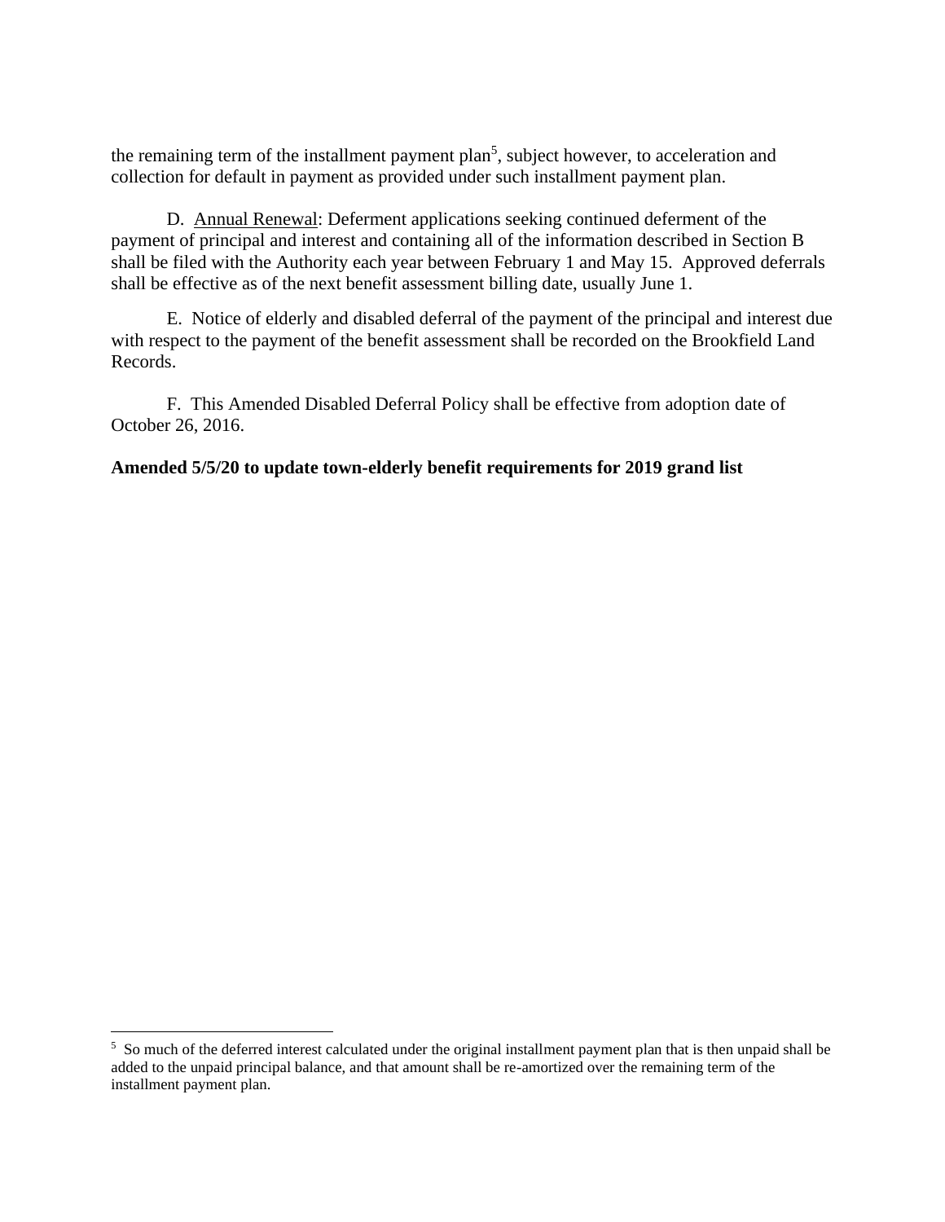the remaining term of the installment payment plan[5], subject however, to acceleration and collection for default in payment as provided under such installment payment plan.

D. Annual Renewal: Deferment applications seeking continued deferment of the payment of principal and interest and containing all of the information described in Section B shall be filed with the Authority each year between February 1 and May 15. Approved deferrals shall be effective as of the next benefit assessment billing date, usually June 1.

E. Notice of elderly and disabled deferral of the payment of the principal and interest due with respect to the payment of the benefit assessment shall be recorded on the Brookfield Land Records.

F. This Amended Disabled Deferral Policy shall be effective from adoption date of October 26, 2016.

**Amended 5/5/20 to update town-elderly benefit requirements for 2019 grand list**

---

[5] So much of the deferred interest calculated under the original installment payment plan that is then unpaid shall be added to the unpaid principal balance, and that amount shall be re-amortized over the remaining term of the installment payment plan.